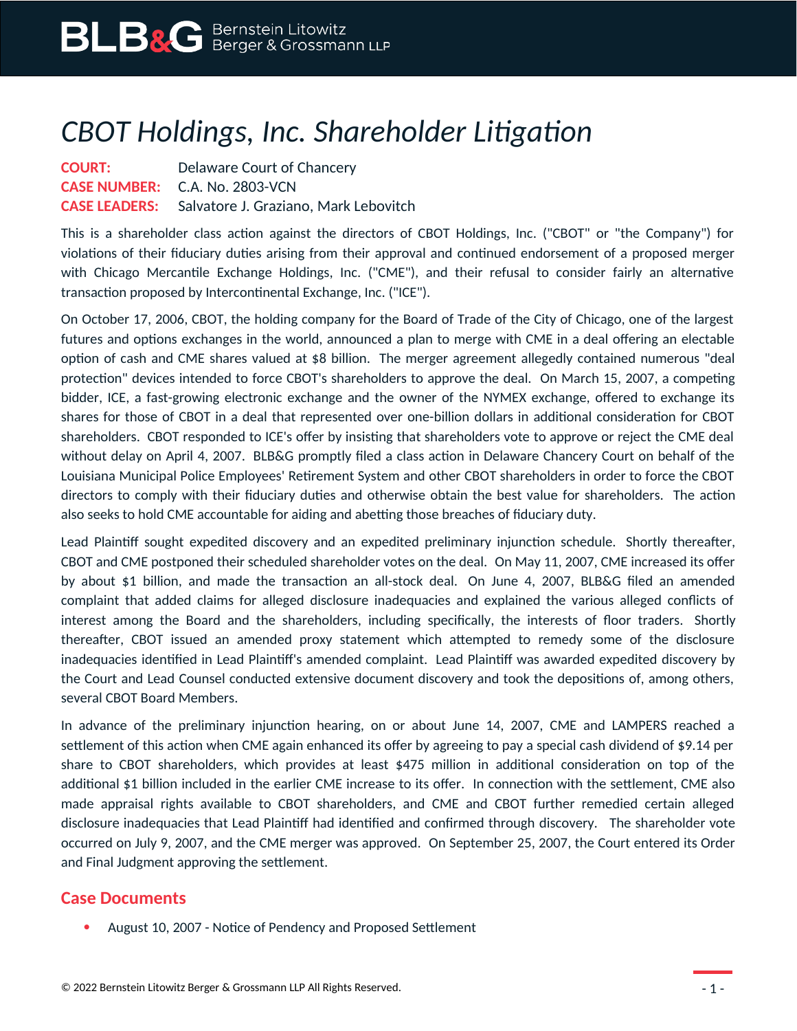# *CBOT Holdings, Inc. Shareholder Litigation*

**COURT:** Delaware Court of Chancery
**CASE NUMBER:** C.A. No. 2803-VCN
**CASE LEADERS:** Salvatore J. Graziano, Mark Lebovitch

This is a shareholder class action against the directors of CBOT Holdings, Inc. ("CBOT" or "the Company") for violations of their fiduciary duties arising from their approval and continued endorsement of a proposed merger with Chicago Mercantile Exchange Holdings, Inc. ("CME"), and their refusal to consider fairly an alternative transaction proposed by Intercontinental Exchange, Inc. ("ICE").

On October 17, 2006, CBOT, the holding company for the Board of Trade of the City of Chicago, one of the largest futures and options exchanges in the world, announced a plan to merge with CME in a deal offering an electable option of cash and CME shares valued at $8 billion. The merger agreement allegedly contained numerous "deal protection" devices intended to force CBOT's shareholders to approve the deal. On March 15, 2007, a competing bidder, ICE, a fast-growing electronic exchange and the owner of the NYMEX exchange, offered to exchange its shares for those of CBOT in a deal that represented over one-billion dollars in additional consideration for CBOT shareholders. CBOT responded to ICE's offer by insisting that shareholders vote to approve or reject the CME deal without delay on April 4, 2007. BLB&G promptly filed a class action in Delaware Chancery Court on behalf of the Louisiana Municipal Police Employees' Retirement System and other CBOT shareholders in order to force the CBOT directors to comply with their fiduciary duties and otherwise obtain the best value for shareholders. The action also seeks to hold CME accountable for aiding and abetting those breaches of fiduciary duty.

Lead Plaintiff sought expedited discovery and an expedited preliminary injunction schedule. Shortly thereafter, CBOT and CME postponed their scheduled shareholder votes on the deal. On May 11, 2007, CME increased its offer by about $1 billion, and made the transaction an all-stock deal. On June 4, 2007, BLB&G filed an amended complaint that added claims for alleged disclosure inadequacies and explained the various alleged conflicts of interest among the Board and the shareholders, including specifically, the interests of floor traders. Shortly thereafter, CBOT issued an amended proxy statement which attempted to remedy some of the disclosure inadequacies identified in Lead Plaintiff's amended complaint. Lead Plaintiff was awarded expedited discovery by the Court and Lead Counsel conducted extensive document discovery and took the depositions of, among others, several CBOT Board Members.

In advance of the preliminary injunction hearing, on or about June 14, 2007, CME and LAMPERS reached a settlement of this action when CME again enhanced its offer by agreeing to pay a special cash dividend of $9.14 per share to CBOT shareholders, which provides at least $475 million in additional consideration on top of the additional $1 billion included in the earlier CME increase to its offer. In connection with the settlement, CME also made appraisal rights available to CBOT shareholders, and CME and CBOT further remedied certain alleged disclosure inadequacies that Lead Plaintiff had identified and confirmed through discovery. The shareholder vote occurred on July 9, 2007, and the CME merger was approved. On September 25, 2007, the Court entered its Order and Final Judgment approving the settlement.

## Case Documents

- August 10, 2007 - Notice of Pendency and Proposed Settlement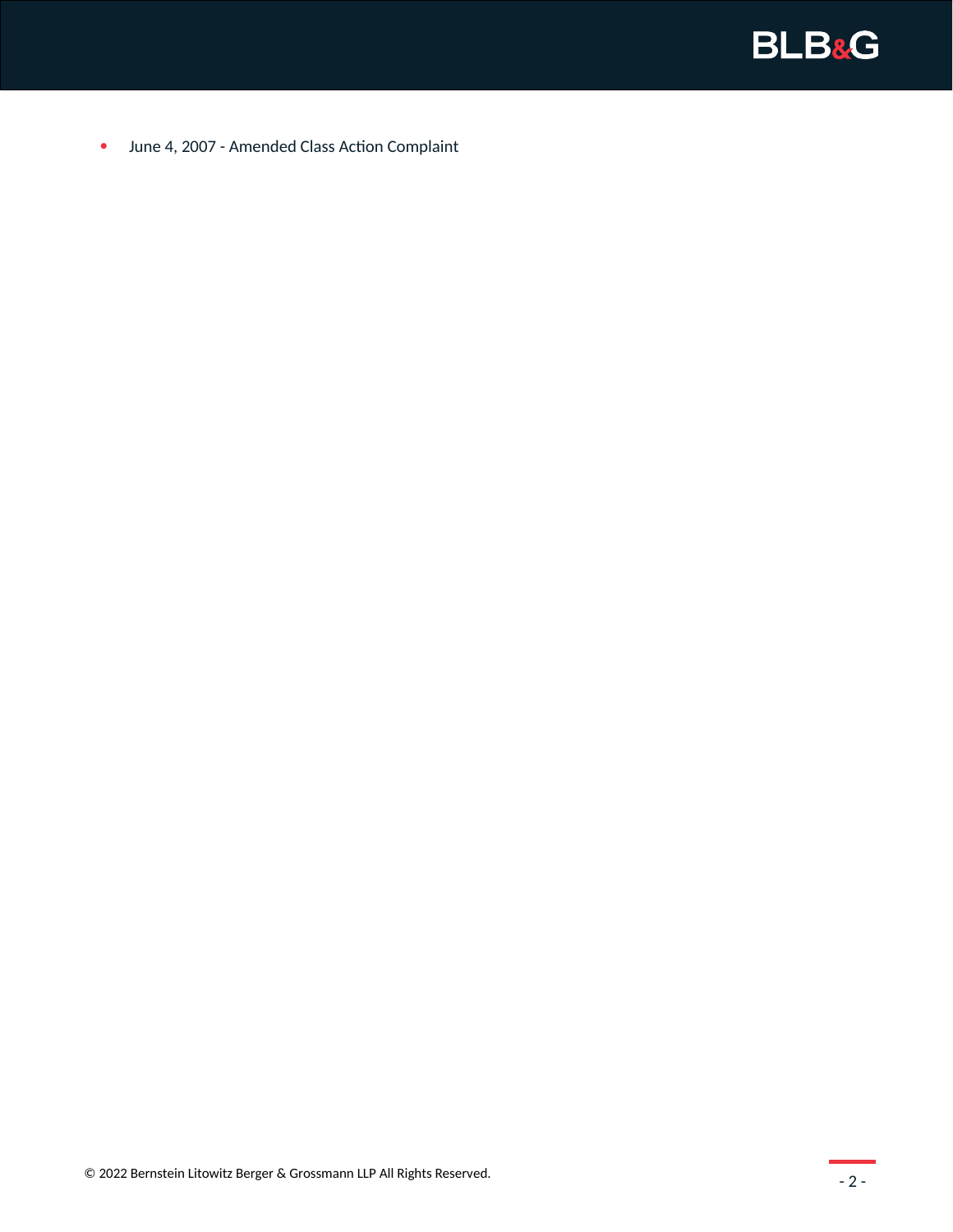- June 4, 2007 - Amended Class Action Complaint